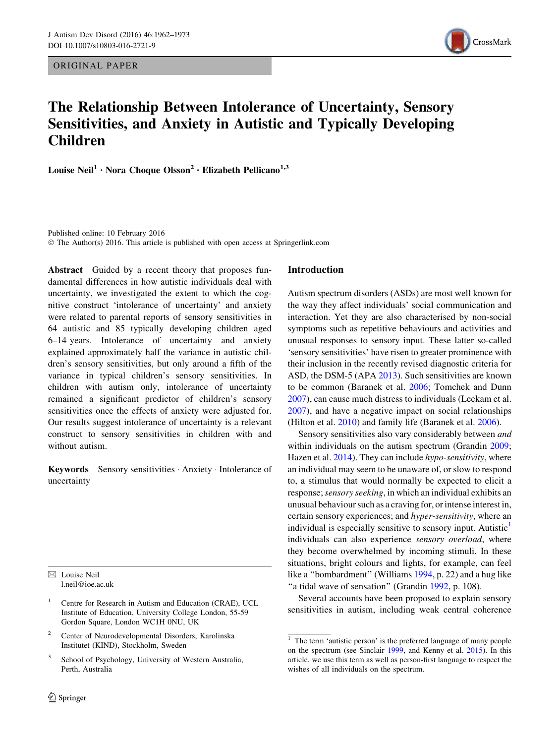ORIGINAL PAPER

# The Relationship Between Intolerance of Uncertainty, Sensory Sensitivities, and Anxiety in Autistic and Typically Developing Children

**Louise Neil[1] · Nora Choque Olsson[2] · Elizabeth Pellicano[1,3]**

Published online: 10 February 2016
© The Author(s) 2016. This article is published with open access at Springerlink.com

**Abstract** Guided by a recent theory that proposes fundamental differences in how autistic individuals deal with uncertainty, we investigated the extent to which the cognitive construct 'intolerance of uncertainty' and anxiety were related to parental reports of sensory sensitivities in 64 autistic and 85 typically developing children aged 6–14 years. Intolerance of uncertainty and anxiety explained approximately half the variance in autistic children's sensory sensitivities, but only around a fifth of the variance in typical children's sensory sensitivities. In children with autism only, intolerance of uncertainty remained a significant predictor of children's sensory sensitivities once the effects of anxiety were adjusted for. Our results suggest intolerance of uncertainty is a relevant construct to sensory sensitivities in children with and without autism.

**Keywords** Sensory sensitivities · Anxiety · Intolerance of uncertainty

✉ Louise Neil
l.neil@ioe.ac.uk

[1] Centre for Research in Autism and Education (CRAE), UCL Institute of Education, University College London, 55-59 Gordon Square, London WC1H 0NU, UK

[2] Center of Neurodevelopmental Disorders, Karolinska Institutet (KIND), Stockholm, Sweden

[3] School of Psychology, University of Western Australia, Perth, Australia

## Introduction

Autism spectrum disorders (ASDs) are most well known for the way they affect individuals' social communication and interaction. Yet they are also characterised by non-social symptoms such as repetitive behaviours and activities and unusual responses to sensory input. These latter so-called 'sensory sensitivities' have risen to greater prominence with their inclusion in the recently revised diagnostic criteria for ASD, the DSM-5 (APA 2013). Such sensitivities are known to be common (Baranek et al. 2006; Tomchek and Dunn 2007), can cause much distress to individuals (Leekam et al. 2007), and have a negative impact on social relationships (Hilton et al. 2010) and family life (Baranek et al. 2006).

Sensory sensitivities also vary considerably between *and* within individuals on the autism spectrum (Grandin 2009; Hazen et al. 2014). They can include *hypo-sensitivity*, where an individual may seem to be unaware of, or slow to respond to, a stimulus that would normally be expected to elicit a response; *sensory seeking*, in which an individual exhibits an unusual behaviour such as a craving for, or intense interest in, certain sensory experiences; and *hyper-sensitivity*, where an individual is especially sensitive to sensory input. Autistic[1] individuals can also experience *sensory overload*, where they become overwhelmed by incoming stimuli. In these situations, bright colours and lights, for example, can feel like a "bombardment" (Williams 1994, p. 22) and a hug like "a tidal wave of sensation" (Grandin 1992, p. 108).

Several accounts have been proposed to explain sensory sensitivities in autism, including weak central coherence

[1] The term 'autistic person' is the preferred language of many people on the spectrum (see Sinclair 1999, and Kenny et al. 2015). In this article, we use this term as well as person-first language to respect the wishes of all individuals on the spectrum.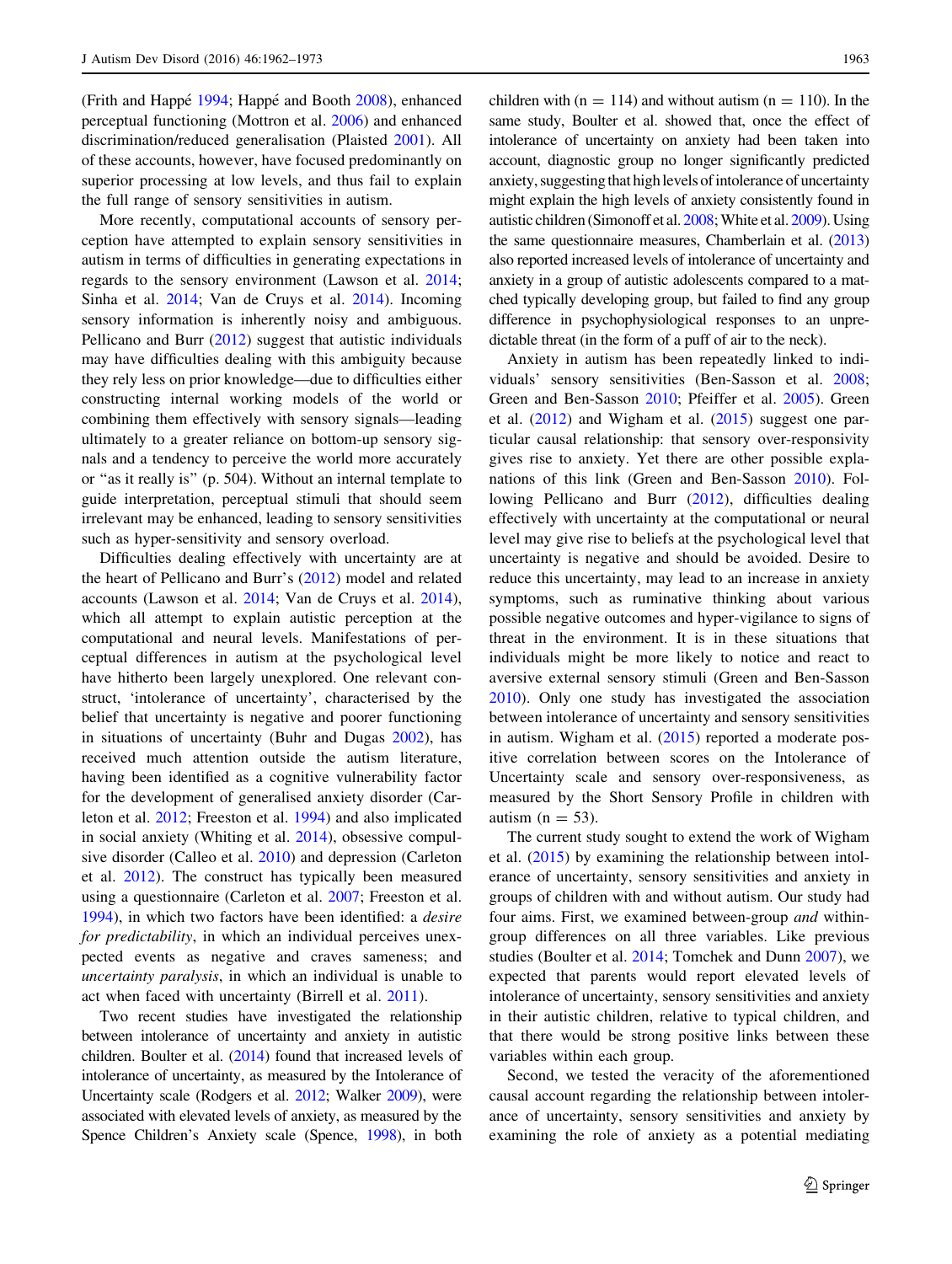(Frith and Happé 1994; Happé and Booth 2008), enhanced perceptual functioning (Mottron et al. 2006) and enhanced discrimination/reduced generalisation (Plaisted 2001). All of these accounts, however, have focused predominantly on superior processing at low levels, and thus fail to explain the full range of sensory sensitivities in autism.

More recently, computational accounts of sensory perception have attempted to explain sensory sensitivities in autism in terms of difficulties in generating expectations in regards to the sensory environment (Lawson et al. 2014; Sinha et al. 2014; Van de Cruys et al. 2014). Incoming sensory information is inherently noisy and ambiguous. Pellicano and Burr (2012) suggest that autistic individuals may have difficulties dealing with this ambiguity because they rely less on prior knowledge—due to difficulties either constructing internal working models of the world or combining them effectively with sensory signals—leading ultimately to a greater reliance on bottom-up sensory signals and a tendency to perceive the world more accurately or "as it really is" (p. 504). Without an internal template to guide interpretation, perceptual stimuli that should seem irrelevant may be enhanced, leading to sensory sensitivities such as hyper-sensitivity and sensory overload.

Difficulties dealing effectively with uncertainty are at the heart of Pellicano and Burr's (2012) model and related accounts (Lawson et al. 2014; Van de Cruys et al. 2014), which all attempt to explain autistic perception at the computational and neural levels. Manifestations of perceptual differences in autism at the psychological level have hitherto been largely unexplored. One relevant construct, 'intolerance of uncertainty', characterised by the belief that uncertainty is negative and poorer functioning in situations of uncertainty (Buhr and Dugas 2002), has received much attention outside the autism literature, having been identified as a cognitive vulnerability factor for the development of generalised anxiety disorder (Carleton et al. 2012; Freeston et al. 1994) and also implicated in social anxiety (Whiting et al. 2014), obsessive compulsive disorder (Calleo et al. 2010) and depression (Carleton et al. 2012). The construct has typically been measured using a questionnaire (Carleton et al. 2007; Freeston et al. 1994), in which two factors have been identified: a *desire for predictability*, in which an individual perceives unexpected events as negative and craves sameness; and *uncertainty paralysis*, in which an individual is unable to act when faced with uncertainty (Birrell et al. 2011).

Two recent studies have investigated the relationship between intolerance of uncertainty and anxiety in autistic children. Boulter et al. (2014) found that increased levels of intolerance of uncertainty, as measured by the Intolerance of Uncertainty scale (Rodgers et al. 2012; Walker 2009), were associated with elevated levels of anxiety, as measured by the Spence Children's Anxiety scale (Spence, 1998), in both children with ($n = 114$) and without autism ($n = 110$). In the same study, Boulter et al. showed that, once the effect of intolerance of uncertainty on anxiety had been taken into account, diagnostic group no longer significantly predicted anxiety, suggesting that high levels of intolerance of uncertainty might explain the high levels of anxiety consistently found in autistic children (Simonoff et al. 2008; White et al. 2009). Using the same questionnaire measures, Chamberlain et al. (2013) also reported increased levels of intolerance of uncertainty and anxiety in a group of autistic adolescents compared to a matched typically developing group, but failed to find any group difference in psychophysiological responses to an unpredictable threat (in the form of a puff of air to the neck).

Anxiety in autism has been repeatedly linked to individuals' sensory sensitivities (Ben-Sasson et al. 2008; Green and Ben-Sasson 2010; Pfeiffer et al. 2005). Green et al. (2012) and Wigham et al. (2015) suggest one particular causal relationship: that sensory over-responsivity gives rise to anxiety. Yet there are other possible explanations of this link (Green and Ben-Sasson 2010). Following Pellicano and Burr (2012), difficulties dealing effectively with uncertainty at the computational or neural level may give rise to beliefs at the psychological level that uncertainty is negative and should be avoided. Desire to reduce this uncertainty, may lead to an increase in anxiety symptoms, such as ruminative thinking about various possible negative outcomes and hyper-vigilance to signs of threat in the environment. It is in these situations that individuals might be more likely to notice and react to aversive external sensory stimuli (Green and Ben-Sasson 2010). Only one study has investigated the association between intolerance of uncertainty and sensory sensitivities in autism. Wigham et al. (2015) reported a moderate positive correlation between scores on the Intolerance of Uncertainty scale and sensory over-responsiveness, as measured by the Short Sensory Profile in children with autism ($n = 53$).

The current study sought to extend the work of Wigham et al. (2015) by examining the relationship between intolerance of uncertainty, sensory sensitivities and anxiety in groups of children with and without autism. Our study had four aims. First, we examined between-group *and* within-group differences on all three variables. Like previous studies (Boulter et al. 2014; Tomchek and Dunn 2007), we expected that parents would report elevated levels of intolerance of uncertainty, sensory sensitivities and anxiety in their autistic children, relative to typical children, and that there would be strong positive links between these variables within each group.

Second, we tested the veracity of the aforementioned causal account regarding the relationship between intolerance of uncertainty, sensory sensitivities and anxiety by examining the role of anxiety as a potential mediating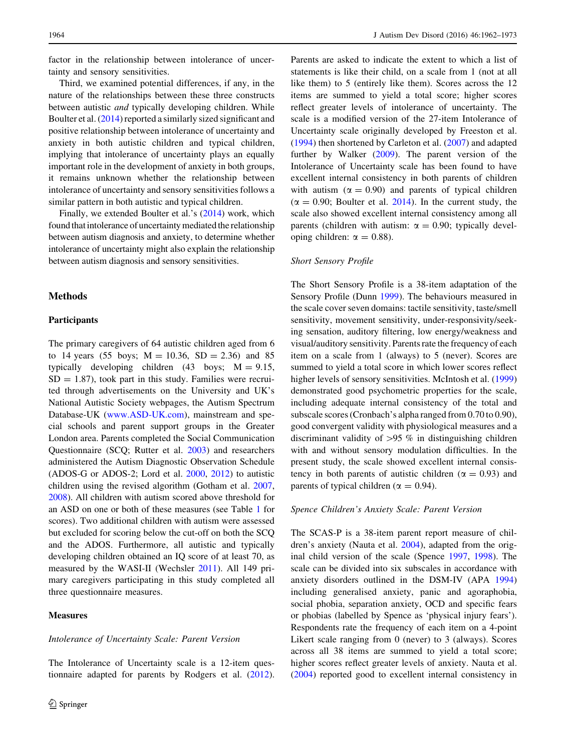factor in the relationship between intolerance of uncertainty and sensory sensitivities.

Third, we examined potential differences, if any, in the nature of the relationships between these three constructs between autistic *and* typically developing children. While Boulter et al. (2014) reported a similarly sized significant and positive relationship between intolerance of uncertainty and anxiety in both autistic children and typical children, implying that intolerance of uncertainty plays an equally important role in the development of anxiety in both groups, it remains unknown whether the relationship between intolerance of uncertainty and sensory sensitivities follows a similar pattern in both autistic and typical children.

Finally, we extended Boulter et al.'s (2014) work, which found that intolerance of uncertainty mediated the relationship between autism diagnosis and anxiety, to determine whether intolerance of uncertainty might also explain the relationship between autism diagnosis and sensory sensitivities.

## Methods

### Participants

The primary caregivers of 64 autistic children aged from 6 to 14 years (55 boys; M = 10.36, SD = 2.36) and 85 typically developing children (43 boys; M = 9.15, SD = 1.87), took part in this study. Families were recruited through advertisements on the University and UK's National Autistic Society webpages, the Autism Spectrum Database-UK (www.ASD-UK.com), mainstream and special schools and parent support groups in the Greater London area. Parents completed the Social Communication Questionnaire (SCQ; Rutter et al. 2003) and researchers administered the Autism Diagnostic Observation Schedule (ADOS-G or ADOS-2; Lord et al. 2000, 2012) to autistic children using the revised algorithm (Gotham et al. 2007, 2008). All children with autism scored above threshold for an ASD on one or both of these measures (see Table 1 for scores). Two additional children with autism were assessed but excluded for scoring below the cut-off on both the SCQ and the ADOS. Furthermore, all autistic and typically developing children obtained an IQ score of at least 70, as measured by the WASI-II (Wechsler 2011). All 149 primary caregivers participating in this study completed all three questionnaire measures.

### Measures

*Intolerance of Uncertainty Scale: Parent Version*

The Intolerance of Uncertainty scale is a 12-item questionnaire adapted for parents by Rodgers et al. (2012). Parents are asked to indicate the extent to which a list of statements is like their child, on a scale from 1 (not at all like them) to 5 (entirely like them). Scores across the 12 items are summed to yield a total score; higher scores reflect greater levels of intolerance of uncertainty. The scale is a modified version of the 27-item Intolerance of Uncertainty scale originally developed by Freeston et al. (1994) then shortened by Carleton et al. (2007) and adapted further by Walker (2009). The parent version of the Intolerance of Uncertainty scale has been found to have excellent internal consistency in both parents of children with autism ($\alpha = 0.90$) and parents of typical children ($\alpha = 0.90$; Boulter et al. 2014). In the current study, the scale also showed excellent internal consistency among all parents (children with autism: $\alpha = 0.90$; typically developing children: $\alpha = 0.88$).

*Short Sensory Profile*

The Short Sensory Profile is a 38-item adaptation of the Sensory Profile (Dunn 1999). The behaviours measured in the scale cover seven domains: tactile sensitivity, taste/smell sensitivity, movement sensitivity, under-responsivity/seeking sensation, auditory filtering, low energy/weakness and visual/auditory sensitivity. Parents rate the frequency of each item on a scale from 1 (always) to 5 (never). Scores are summed to yield a total score in which lower scores reflect higher levels of sensory sensitivities. McIntosh et al. (1999) demonstrated good psychometric properties for the scale, including adequate internal consistency of the total and subscale scores (Cronbach's alpha ranged from 0.70 to 0.90), good convergent validity with physiological measures and a discriminant validity of >95 % in distinguishing children with and without sensory modulation difficulties. In the present study, the scale showed excellent internal consistency in both parents of autistic children ($\alpha = 0.93$) and parents of typical children ($\alpha = 0.94$).

*Spence Children's Anxiety Scale: Parent Version*

The SCAS-P is a 38-item parent report measure of children's anxiety (Nauta et al. 2004), adapted from the original child version of the scale (Spence 1997, 1998). The scale can be divided into six subscales in accordance with anxiety disorders outlined in the DSM-IV (APA 1994) including generalised anxiety, panic and agoraphobia, social phobia, separation anxiety, OCD and specific fears or phobias (labelled by Spence as 'physical injury fears'). Respondents rate the frequency of each item on a 4-point Likert scale ranging from 0 (never) to 3 (always). Scores across all 38 items are summed to yield a total score; higher scores reflect greater levels of anxiety. Nauta et al. (2004) reported good to excellent internal consistency in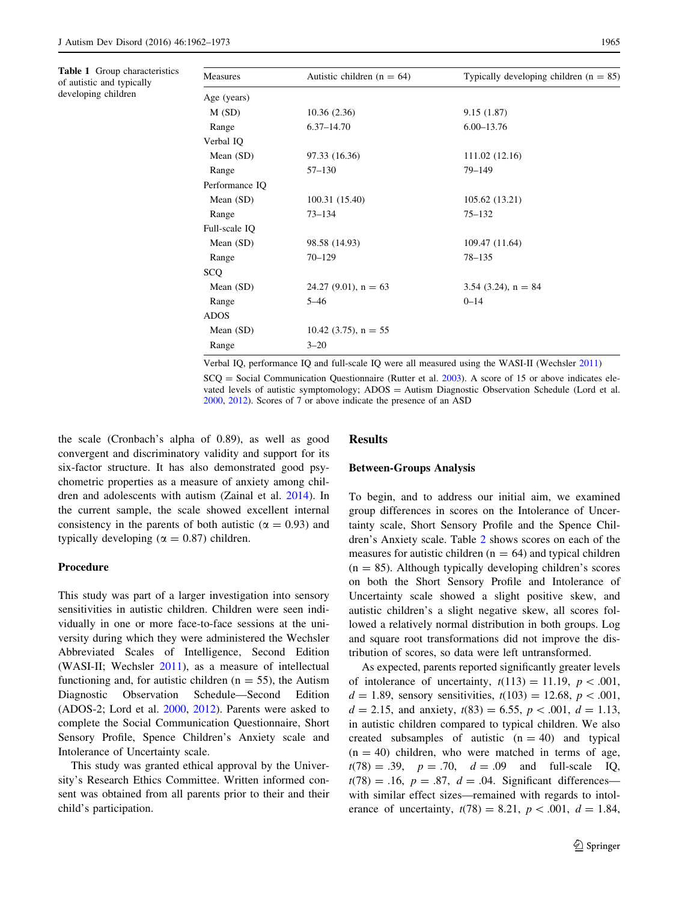**Table 1** Group characteristics of autistic and typically developing children

| Measures | Autistic children (n = 64) | Typically developing children (n = 85) |
|---|---|---|
| Age (years) | | |
| M (SD) | 10.36 (2.36) | 9.15 (1.87) |
| Range | 6.37–14.70 | 6.00–13.76 |
| Verbal IQ | | |
| Mean (SD) | 97.33 (16.36) | 111.02 (12.16) |
| Range | 57–130 | 79–149 |
| Performance IQ | | |
| Mean (SD) | 100.31 (15.40) | 105.62 (13.21) |
| Range | 73–134 | 75–132 |
| Full-scale IQ | | |
| Mean (SD) | 98.58 (14.93) | 109.47 (11.64) |
| Range | 70–129 | 78–135 |
| SCQ | | |
| Mean (SD) | 24.27 (9.01), n = 63 | 3.54 (3.24), n = 84 |
| Range | 5–46 | 0–14 |
| ADOS | | |
| Mean (SD) | 10.42 (3.75), n = 55 | |
| Range | 3–20 | |

Verbal IQ, performance IQ and full-scale IQ were all measured using the WASI-II (Wechsler 2011)

SCQ = Social Communication Questionnaire (Rutter et al. 2003). A score of 15 or above indicates elevated levels of autistic symptomology; ADOS = Autism Diagnostic Observation Schedule (Lord et al. 2000, 2012). Scores of 7 or above indicate the presence of an ASD

the scale (Cronbach's alpha of 0.89), as well as good convergent and discriminatory validity and support for its six-factor structure. It has also demonstrated good psychometric properties as a measure of anxiety among children and adolescents with autism (Zainal et al. 2014). In the current sample, the scale showed excellent internal consistency in the parents of both autistic ($\alpha = 0.93$) and typically developing ($\alpha = 0.87$) children.

### Procedure

This study was part of a larger investigation into sensory sensitivities in autistic children. Children were seen individually in one or more face-to-face sessions at the university during which they were administered the Wechsler Abbreviated Scales of Intelligence, Second Edition (WASI-II; Wechsler 2011), as a measure of intellectual functioning and, for autistic children (n = 55), the Autism Diagnostic Observation Schedule—Second Edition (ADOS-2; Lord et al. 2000, 2012). Parents were asked to complete the Social Communication Questionnaire, Short Sensory Profile, Spence Children's Anxiety scale and Intolerance of Uncertainty scale.

This study was granted ethical approval by the University's Research Ethics Committee. Written informed consent was obtained from all parents prior to their and their child's participation.

## Results

### Between-Groups Analysis

To begin, and to address our initial aim, we examined group differences in scores on the Intolerance of Uncertainty scale, Short Sensory Profile and the Spence Children's Anxiety scale. Table 2 shows scores on each of the measures for autistic children (n = 64) and typical children (n = 85). Although typically developing children's scores on both the Short Sensory Profile and Intolerance of Uncertainty scale showed a slight positive skew, and autistic children's a slight negative skew, all scores followed a relatively normal distribution in both groups. Log and square root transformations did not improve the distribution of scores, so data were left untransformed.

As expected, parents reported significantly greater levels of intolerance of uncertainty, $t(113) = 11.19$, $p < .001$, $d = 1.89$, sensory sensitivities, $t(103) = 12.68$, $p < .001$, $d = 2.15$, and anxiety, $t(83) = 6.55$, $p < .001$, $d = 1.13$, in autistic children compared to typical children. We also created subsamples of autistic (n = 40) and typical (n = 40) children, who were matched in terms of age, $t(78) = .39$, $p = .70$, $d = .09$ and full-scale IQ, $t(78) = .16$, $p = .87$, $d = .04$. Significant differences—with similar effect sizes—remained with regards to intolerance of uncertainty, $t(78) = 8.21$, $p < .001$, $d = 1.84$,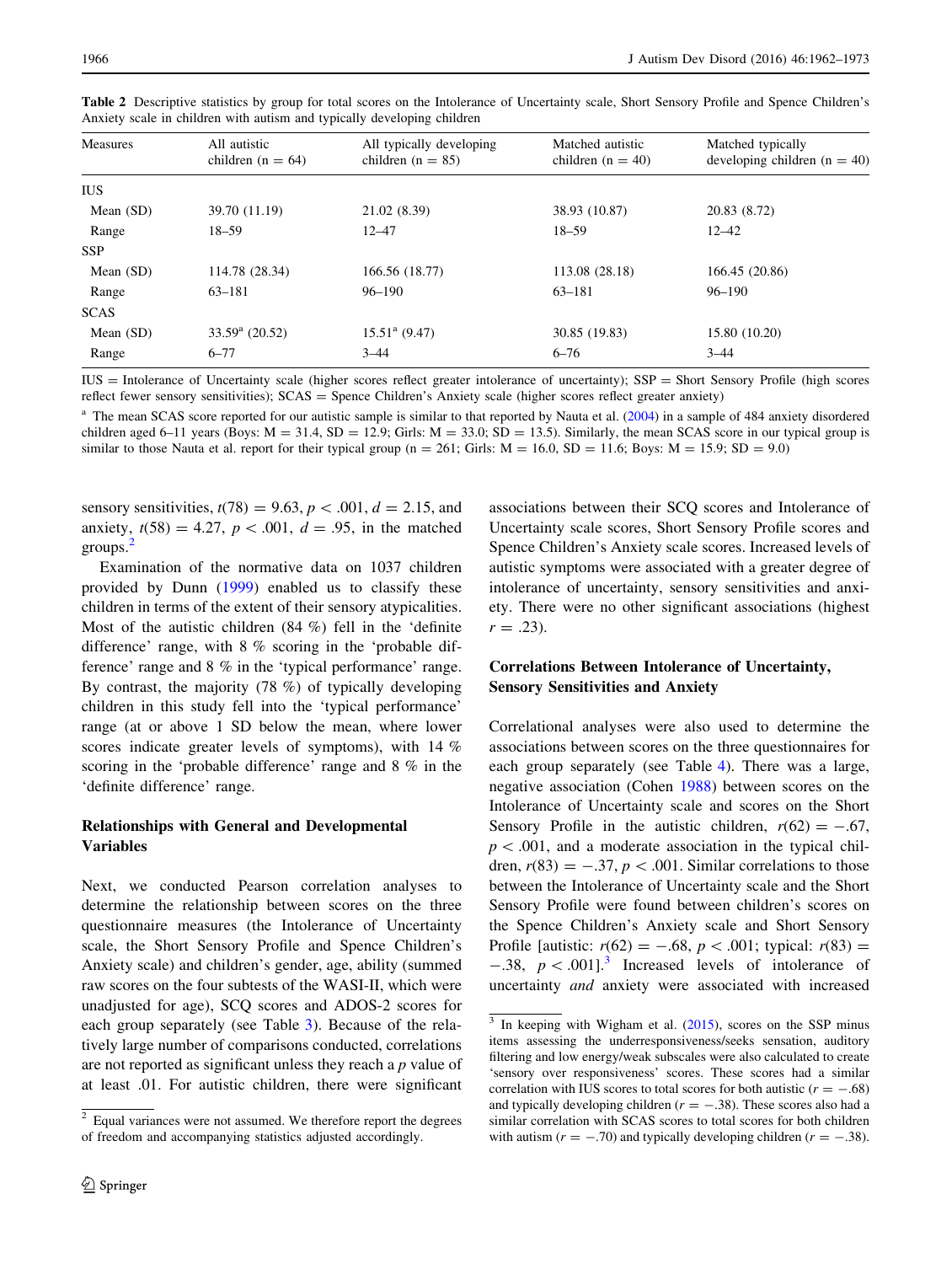**Table 2** Descriptive statistics by group for total scores on the Intolerance of Uncertainty scale, Short Sensory Profile and Spence Children's Anxiety scale in children with autism and typically developing children

| Measures | All autistic children (n = 64) | All typically developing children (n = 85) | Matched autistic children (n = 40) | Matched typically developing children (n = 40) |
|---|---|---|---|---|
| IUS | | | | |
| Mean (SD) | 39.70 (11.19) | 21.02 (8.39) | 38.93 (10.87) | 20.83 (8.72) |
| Range | 18–59 | 12–47 | 18–59 | 12–42 |
| SSP | | | | |
| Mean (SD) | 114.78 (28.34) | 166.56 (18.77) | 113.08 (28.18) | 166.45 (20.86) |
| Range | 63–181 | 96–190 | 63–181 | 96–190 |
| SCAS | | | | |
| Mean (SD) | 33.59[a] (20.52) | 15.51[a] (9.47) | 30.85 (19.83) | 15.80 (10.20) |
| Range | 6–77 | 3–44 | 6–76 | 3–44 |

IUS = Intolerance of Uncertainty scale (higher scores reflect greater intolerance of uncertainty); SSP = Short Sensory Profile (high scores reflect fewer sensory sensitivities); SCAS = Spence Children's Anxiety scale (higher scores reflect greater anxiety)

[a] The mean SCAS score reported for our autistic sample is similar to that reported by Nauta et al. (2004) in a sample of 484 anxiety disordered children aged 6–11 years (Boys: M = 31.4, SD = 12.9; Girls: M = 33.0; SD = 13.5). Similarly, the mean SCAS score in our typical group is similar to those Nauta et al. report for their typical group (n = 261; Girls: M = 16.0, SD = 11.6; Boys: M = 15.9; SD = 9.0)

sensory sensitivities, $t(78) = 9.63$, $p < .001$, $d = 2.15$, and anxiety, $t(58) = 4.27$, $p < .001$, $d = .95$, in the matched groups.[2]

Examination of the normative data on 1037 children provided by Dunn (1999) enabled us to classify these children in terms of the extent of their sensory atypicalities. Most of the autistic children (84 %) fell in the 'definite difference' range, with 8 % scoring in the 'probable difference' range and 8 % in the 'typical performance' range. By contrast, the majority (78 %) of typically developing children in this study fell into the 'typical performance' range (at or above 1 SD below the mean, where lower scores indicate greater levels of symptoms), with 14 % scoring in the 'probable difference' range and 8 % in the 'definite difference' range.

### Relationships with General and Developmental Variables

Next, we conducted Pearson correlation analyses to determine the relationship between scores on the three questionnaire measures (the Intolerance of Uncertainty scale, the Short Sensory Profile and Spence Children's Anxiety scale) and children's gender, age, ability (summed raw scores on the four subtests of the WASI-II, which were unadjusted for age), SCQ scores and ADOS-2 scores for each group separately (see Table 3). Because of the relatively large number of comparisons conducted, correlations are not reported as significant unless they reach a *p* value of at least .01. For autistic children, there were significant associations between their SCQ scores and Intolerance of Uncertainty scale scores, Short Sensory Profile scores and Spence Children's Anxiety scale scores. Increased levels of autistic symptoms were associated with a greater degree of intolerance of uncertainty, sensory sensitivities and anxiety. There were no other significant associations (highest $r = .23$).

### Correlations Between Intolerance of Uncertainty, Sensory Sensitivities and Anxiety

Correlational analyses were also used to determine the associations between scores on the three questionnaires for each group separately (see Table 4). There was a large, negative association (Cohen 1988) between scores on the Intolerance of Uncertainty scale and scores on the Short Sensory Profile in the autistic children, $r(62) = -.67$, $p < .001$, and a moderate association in the typical children, $r(83) = -.37$, $p < .001$. Similar correlations to those between the Intolerance of Uncertainty scale and the Short Sensory Profile were found between children's scores on the Spence Children's Anxiety scale and Short Sensory Profile [autistic: $r(62) = -.68$, $p < .001$; typical: $r(83) = -.38$, $p < .001$].[3] Increased levels of intolerance of uncertainty *and* anxiety were associated with increased

---

[2] Equal variances were not assumed. We therefore report the degrees of freedom and accompanying statistics adjusted accordingly.

[3] In keeping with Wigham et al. (2015), scores on the SSP minus items assessing the underresponsiveness/seeks sensation, auditory filtering and low energy/weak subscales were also calculated to create 'sensory over responsiveness' scores. These scores had a similar correlation with IUS scores to total scores for both autistic ($r = -.68$) and typically developing children ($r = -.38$). These scores also had a similar correlation with SCAS scores to total scores for both children with autism ($r = -.70$) and typically developing children ($r = -.38$).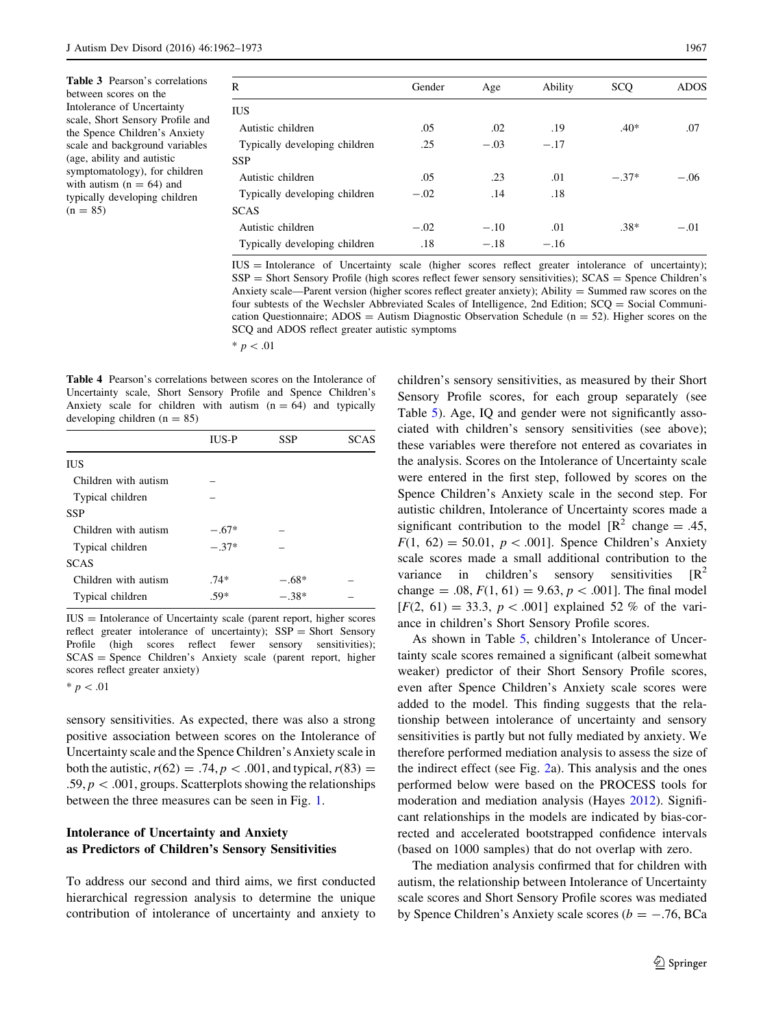**Table 3** Pearson's correlations between scores on the Intolerance of Uncertainty scale, Short Sensory Profile and the Spence Children's Anxiety scale and background variables (age, ability and autistic symptomatology), for children with autism (n = 64) and typically developing children (n = 85)

| R | Gender | Age | Ability | SCQ | ADOS |
|---|---|---|---|---|---|
| IUS | | | | | |
| Autistic children | .05 | .02 | .19 | .40* | .07 |
| Typically developing children | .25 | −.03 | −.17 | | |
| SSP | | | | | |
| Autistic children | .05 | .23 | .01 | −.37* | −.06 |
| Typically developing children | −.02 | .14 | .18 | | |
| SCAS | | | | | |
| Autistic children | −.02 | −.10 | .01 | .38* | −.01 |
| Typically developing children | .18 | −.18 | −.16 | | |

IUS = Intolerance of Uncertainty scale (higher scores reflect greater intolerance of uncertainty); SSP = Short Sensory Profile (high scores reflect fewer sensory sensitivities); SCAS = Spence Children's Anxiety scale—Parent version (higher scores reflect greater anxiety); Ability = Summed raw scores on the four subtests of the Wechsler Abbreviated Scales of Intelligence, 2nd Edition; SCQ = Social Communication Questionnaire; ADOS = Autism Diagnostic Observation Schedule (n = 52). Higher scores on the SCQ and ADOS reflect greater autistic symptoms

* $p < .01$

**Table 4** Pearson's correlations between scores on the Intolerance of Uncertainty scale, Short Sensory Profile and Spence Children's Anxiety scale for children with autism (n = 64) and typically developing children (n = 85)

| | IUS-P | SSP | SCAS |
|---|---|---|---|
| IUS | | | |
| Children with autism | – | | |
| Typical children | – | | |
| SSP | | | |
| Children with autism | −.67* | – | |
| Typical children | −.37* | – | |
| SCAS | | | |
| Children with autism | .74* | −.68* | – |
| Typical children | .59* | −.38* | – |

IUS = Intolerance of Uncertainty scale (parent report, higher scores reflect greater intolerance of uncertainty); SSP = Short Sensory Profile (high scores reflect fewer sensory sensitivities); SCAS = Spence Children's Anxiety scale (parent report, higher scores reflect greater anxiety)

* $p < .01$

sensory sensitivities. As expected, there was also a strong positive association between scores on the Intolerance of Uncertainty scale and the Spence Children's Anxiety scale in both the autistic, $r(62) = .74, p < .001$, and typical, $r(83) = .59, p < .001$, groups. Scatterplots showing the relationships between the three measures can be seen in Fig. 1.

## Intolerance of Uncertainty and Anxiety as Predictors of Children's Sensory Sensitivities

To address our second and third aims, we first conducted hierarchical regression analysis to determine the unique contribution of intolerance of uncertainty and anxiety to children's sensory sensitivities, as measured by their Short Sensory Profile scores, for each group separately (see Table 5). Age, IQ and gender were not significantly associated with children's sensory sensitivities (see above); these variables were therefore not entered as covariates in the analysis. Scores on the Intolerance of Uncertainty scale were entered in the first step, followed by scores on the Spence Children's Anxiety scale in the second step. For autistic children, Intolerance of Uncertainty scores made a significant contribution to the model [$R^2$ change = .45, $F(1, 62) = 50.01$, $p < .001$]. Spence Children's Anxiety scale scores made a small additional contribution to the variance in children's sensory sensitivities [$R^2$ change = .08, $F(1, 61) = 9.63$, $p < .001$]. The final model [$F(2, 61) = 33.3$, $p < .001$] explained 52 % of the variance in children's Short Sensory Profile scores.

As shown in Table 5, children's Intolerance of Uncertainty scale scores remained a significant (albeit somewhat weaker) predictor of their Short Sensory Profile scores, even after Spence Children's Anxiety scale scores were added to the model. This finding suggests that the relationship between intolerance of uncertainty and sensory sensitivities is partly but not fully mediated by anxiety. We therefore performed mediation analysis to assess the size of the indirect effect (see Fig. 2a). This analysis and the ones performed below were based on the PROCESS tools for moderation and mediation analysis (Hayes 2012). Significant relationships in the models are indicated by bias-corrected and accelerated bootstrapped confidence intervals (based on 1000 samples) that do not overlap with zero.

The mediation analysis confirmed that for children with autism, the relationship between Intolerance of Uncertainty scale scores and Short Sensory Profile scores was mediated by Spence Children's Anxiety scale scores ($b = -.76$, BCa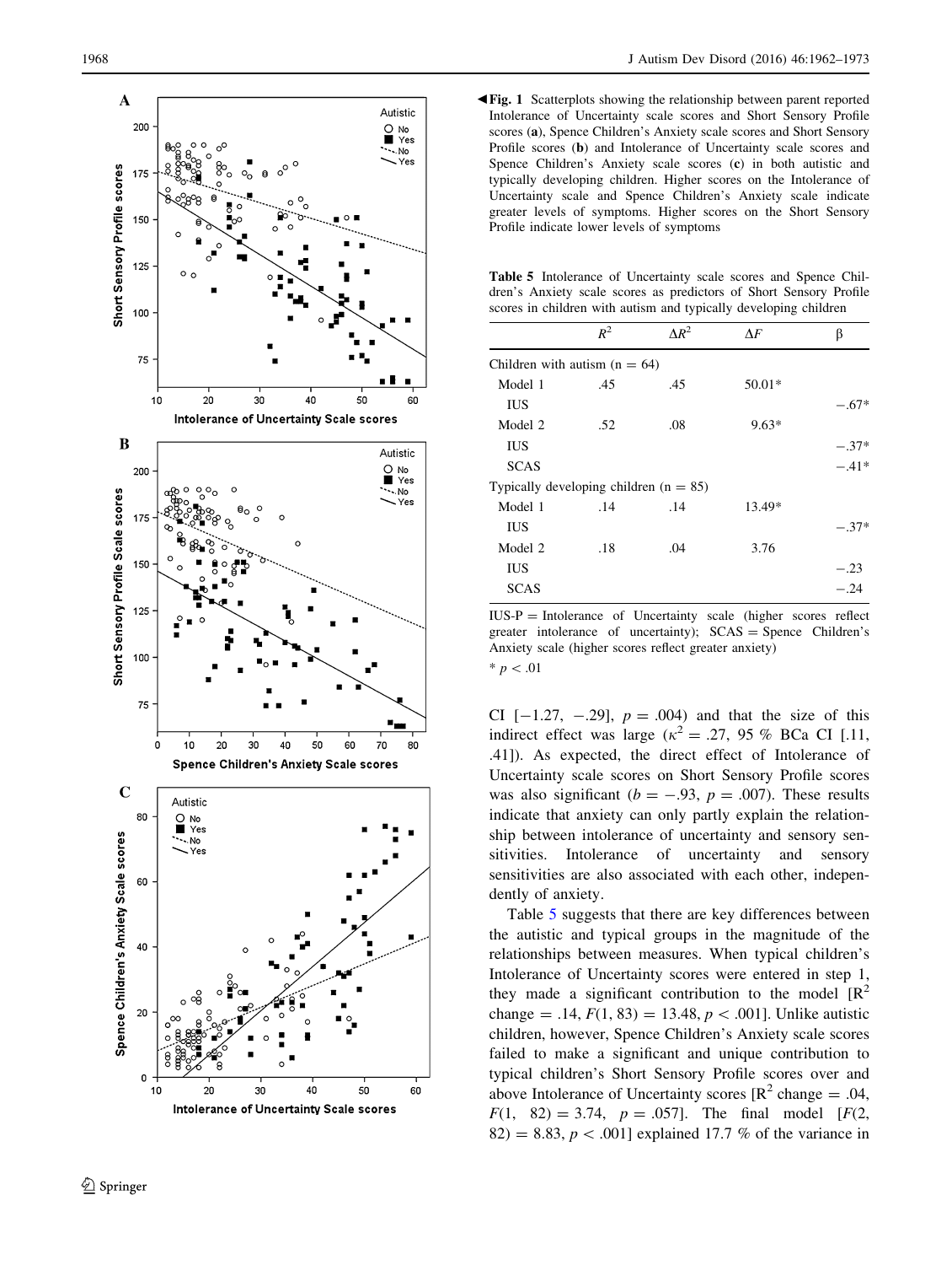**Fig. 1** Scatterplots showing the relationship between parent reported Intolerance of Uncertainty scale scores and Short Sensory Profile scores (**a**), Spence Children's Anxiety scale scores and Short Sensory Profile scores (**b**) and Intolerance of Uncertainty scale scores and Spence Children's Anxiety scale scores (**c**) in both autistic and typically developing children. Higher scores on the Intolerance of Uncertainty scale and Spence Children's Anxiety scale indicate greater levels of symptoms. Higher scores on the Short Sensory Profile indicate lower levels of symptoms

**Table 5** Intolerance of Uncertainty scale scores and Spence Children's Anxiety scale scores as predictors of Short Sensory Profile scores in children with autism and typically developing children

| | $R^2$ | $\Delta R^2$ | $\Delta F$ | β |
|---|---|---|---|---|
| Children with autism (n = 64) | | | | |
| Model 1 | .45 | .45 | 50.01* | |
| IUS | | | | −.67* |
| Model 2 | .52 | .08 | 9.63* | |
| IUS | | | | −.37* |
| SCAS | | | | −.41* |
| Typically developing children (n = 85) | | | | |
| Model 1 | .14 | .14 | 13.49* | |
| IUS | | | | −.37* |
| Model 2 | .18 | .04 | 3.76 | |
| IUS | | | | −.23 |
| SCAS | | | | −.24 |

IUS-P = Intolerance of Uncertainty scale (higher scores reflect greater intolerance of uncertainty); SCAS = Spence Children's Anxiety scale (higher scores reflect greater anxiety)

* $p < .01$

CI [−1.27, −.29], $p = .004$) and that the size of this indirect effect was large ($\kappa^2 = .27$, 95 % BCa CI [.11, .41]). As expected, the direct effect of Intolerance of Uncertainty scale scores on Short Sensory Profile scores was also significant ($b = -.93$, $p = .007$). These results indicate that anxiety can only partly explain the relationship between intolerance of uncertainty and sensory sensitivities. Intolerance of uncertainty and sensory sensitivities are also associated with each other, independently of anxiety.

Table 5 suggests that there are key differences between the autistic and typical groups in the magnitude of the relationships between measures. When typical children's Intolerance of Uncertainty scores were entered in step 1, they made a significant contribution to the model [$R^2$ change = .14, $F(1, 83) = 13.48$, $p < .001$]. Unlike autistic children, however, Spence Children's Anxiety scale scores failed to make a significant and unique contribution to typical children's Short Sensory Profile scores over and above Intolerance of Uncertainty scores [$R^2$ change = .04, $F(1, 82) = 3.74$, $p = .057$]. The final model [$F(2, 82) = 8.83$, $p < .001$] explained 17.7 % of the variance in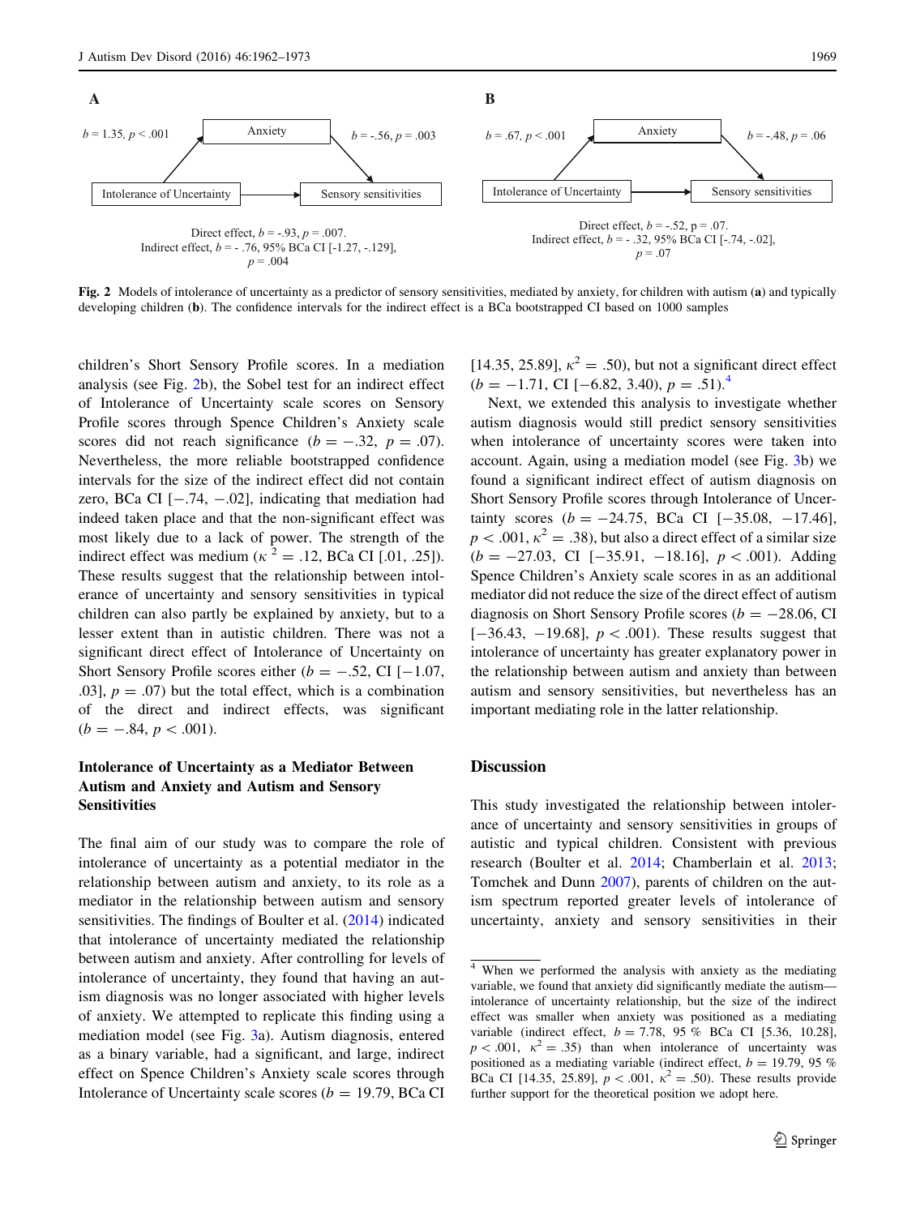A

$b = 1.35$, $p < .001$ — Anxiety — $b = -.56$, $p = .003$

Intolerance of Uncertainty → Sensory sensitivities

Direct effect, $b = -.93$, $p = .007$.
Indirect effect, $b = -.76$, 95% BCa CI [-1.27, -.129],
$p = .004$

B

$b = .67$, $p < .001$ — Anxiety — $b = -.48$, $p = .06$

Intolerance of Uncertainty → Sensory sensitivities

Direct effect, $b = -.52$, $p = .07$.
Indirect effect, $b = -.32$, 95% BCa CI [-.74, -.02],
$p = .07$

**Fig. 2** Models of intolerance of uncertainty as a predictor of sensory sensitivities, mediated by anxiety, for children with autism (**a**) and typically developing children (**b**). The confidence intervals for the indirect effect is a BCa bootstrapped CI based on 1000 samples

children's Short Sensory Profile scores. In a mediation analysis (see Fig. 2b), the Sobel test for an indirect effect of Intolerance of Uncertainty scale scores on Sensory Profile scores through Spence Children's Anxiety scale scores did not reach significance ($b = -.32$, $p = .07$). Nevertheless, the more reliable bootstrapped confidence intervals for the size of the indirect effect did not contain zero, BCa CI [−.74, −.02], indicating that mediation had indeed taken place and that the non-significant effect was most likely due to a lack of power. The strength of the indirect effect was medium ($\kappa^2 = .12$, BCa CI [.01, .25]). These results suggest that the relationship between intolerance of uncertainty and sensory sensitivities in typical children can also partly be explained by anxiety, but to a lesser extent than in autistic children. There was not a significant direct effect of Intolerance of Uncertainty on Short Sensory Profile scores either ($b = -.52$, CI [−1.07, .03], $p = .07$) but the total effect, which is a combination of the direct and indirect effects, was significant ($b = -.84$, $p < .001$).

### Intolerance of Uncertainty as a Mediator Between Autism and Anxiety and Autism and Sensory Sensitivities

The final aim of our study was to compare the role of intolerance of uncertainty as a potential mediator in the relationship between autism and anxiety, to its role as a mediator in the relationship between autism and sensory sensitivities. The findings of Boulter et al. (2014) indicated that intolerance of uncertainty mediated the relationship between autism and anxiety. After controlling for levels of intolerance of uncertainty, they found that having an autism diagnosis was no longer associated with higher levels of anxiety. We attempted to replicate this finding using a mediation model (see Fig. 3a). Autism diagnosis, entered as a binary variable, had a significant, and large, indirect effect on Spence Children's Anxiety scale scores through Intolerance of Uncertainty scale scores ($b = 19.79$, BCa CI [14.35, 25.89], $\kappa^2 = .50$), but not a significant direct effect ($b = -1.71$, CI [−6.82, 3.40), $p = .51$).[4]

Next, we extended this analysis to investigate whether autism diagnosis would still predict sensory sensitivities when intolerance of uncertainty scores were taken into account. Again, using a mediation model (see Fig. 3b) we found a significant indirect effect of autism diagnosis on Short Sensory Profile scores through Intolerance of Uncertainty scores ($b = -24.75$, BCa CI [−35.08, −17.46], $p < .001$, $\kappa^2 = .38$), but also a direct effect of a similar size ($b = -27.03$, CI [−35.91, −18.16], $p < .001$). Adding Spence Children's Anxiety scale scores in as an additional mediator did not reduce the size of the direct effect of autism diagnosis on Short Sensory Profile scores ($b = -28.06$, CI [−36.43, −19.68], $p < .001$). These results suggest that intolerance of uncertainty has greater explanatory power in the relationship between autism and anxiety than between autism and sensory sensitivities, but nevertheless has an important mediating role in the latter relationship.

## Discussion

This study investigated the relationship between intolerance of uncertainty and sensory sensitivities in groups of autistic and typical children. Consistent with previous research (Boulter et al. 2014; Chamberlain et al. 2013; Tomchek and Dunn 2007), parents of children on the autism spectrum reported greater levels of intolerance of uncertainty, anxiety and sensory sensitivities in their

[4] When we performed the analysis with anxiety as the mediating variable, we found that anxiety did significantly mediate the autism—intolerance of uncertainty relationship, but the size of the indirect effect was smaller when anxiety was positioned as a mediating variable (indirect effect, $b = 7.78$, 95 % BCa CI [5.36, 10.28], $p < .001$, $\kappa^2 = .35$) than when intolerance of uncertainty was positioned as a mediating variable (indirect effect, $b = 19.79$, 95 % BCa CI [14.35, 25.89], $p < .001$, $\kappa^2 = .50$). These results provide further support for the theoretical position we adopt here.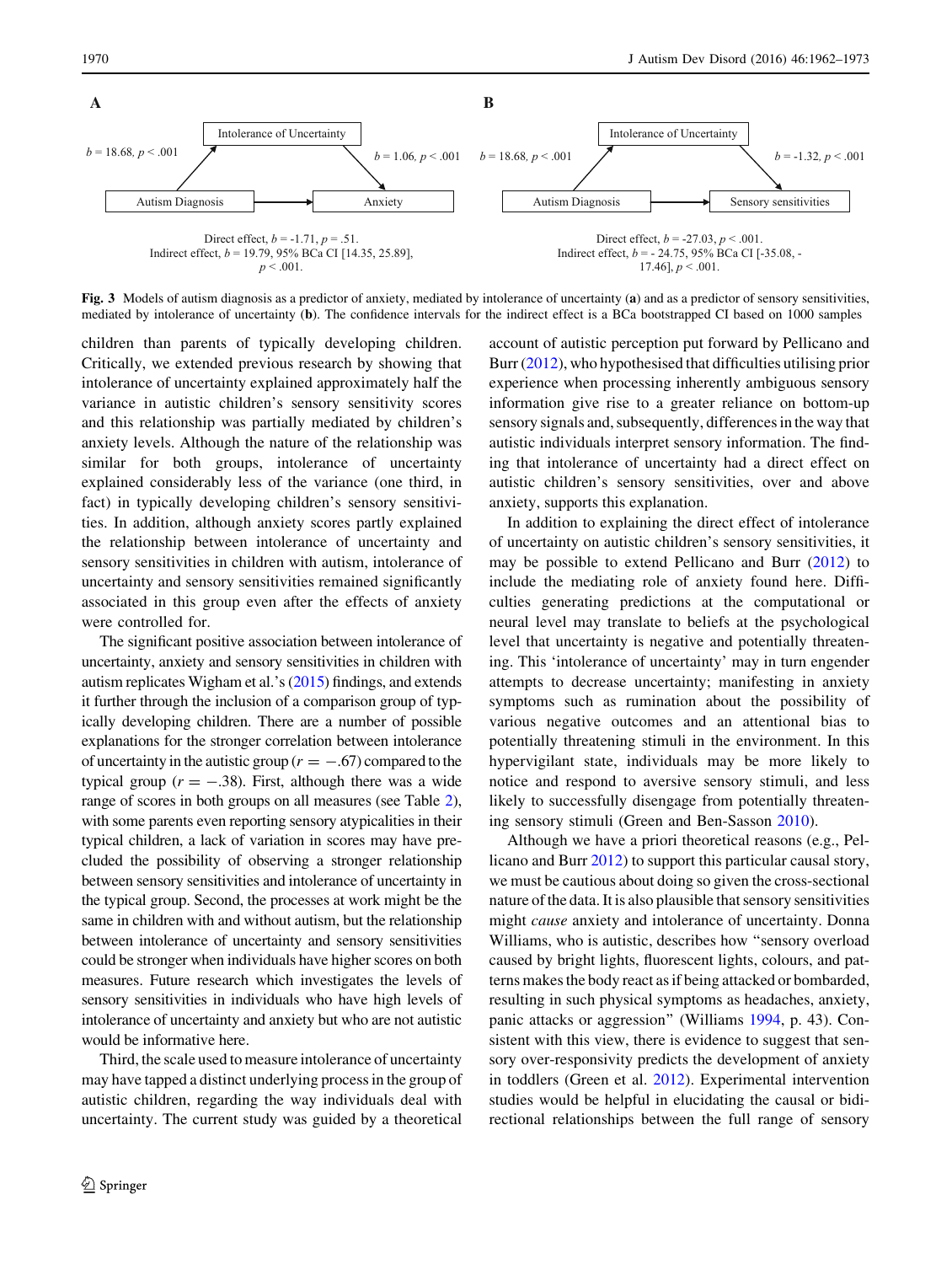**A**

Intolerance of Uncertainty

$b = 18.68$, $p < .001$

$b = 1.06$, $p < .001$

Autism Diagnosis → Anxiety

Direct effect, $b = -1.71$, $p = .51$.
Indirect effect, $b = 19.79$, 95% BCa CI [14.35, 25.89], $p < .001$.

**B**

Intolerance of Uncertainty

$b = 18.68$, $p < .001$

$b = -1.32$, $p < .001$

Autism Diagnosis → Sensory sensitivities

Direct effect, $b = -27.03$, $p < .001$.
Indirect effect, $b = -24.75$, 95% BCa CI [-35.08, -17.46], $p < .001$.

**Fig. 3** Models of autism diagnosis as a predictor of anxiety, mediated by intolerance of uncertainty (**a**) and as a predictor of sensory sensitivities, mediated by intolerance of uncertainty (**b**). The confidence intervals for the indirect effect is a BCa bootstrapped CI based on 1000 samples

children than parents of typically developing children. Critically, we extended previous research by showing that intolerance of uncertainty explained approximately half the variance in autistic children's sensory sensitivity scores and this relationship was partially mediated by children's anxiety levels. Although the nature of the relationship was similar for both groups, intolerance of uncertainty explained considerably less of the variance (one third, in fact) in typically developing children's sensory sensitivities. In addition, although anxiety scores partly explained the relationship between intolerance of uncertainty and sensory sensitivities in children with autism, intolerance of uncertainty and sensory sensitivities remained significantly associated in this group even after the effects of anxiety were controlled for.

The significant positive association between intolerance of uncertainty, anxiety and sensory sensitivities in children with autism replicates Wigham et al.'s (2015) findings, and extends it further through the inclusion of a comparison group of typically developing children. There are a number of possible explanations for the stronger correlation between intolerance of uncertainty in the autistic group ($r = -.67$) compared to the typical group ($r = -.38$). First, although there was a wide range of scores in both groups on all measures (see Table 2), with some parents even reporting sensory atypicalities in their typical children, a lack of variation in scores may have precluded the possibility of observing a stronger relationship between sensory sensitivities and intolerance of uncertainty in the typical group. Second, the processes at work might be the same in children with and without autism, but the relationship between intolerance of uncertainty and sensory sensitivities could be stronger when individuals have higher scores on both measures. Future research which investigates the levels of sensory sensitivities in individuals who have high levels of intolerance of uncertainty and anxiety but who are not autistic would be informative here.

Third, the scale used to measure intolerance of uncertainty may have tapped a distinct underlying process in the group of autistic children, regarding the way individuals deal with uncertainty. The current study was guided by a theoretical account of autistic perception put forward by Pellicano and Burr (2012), who hypothesised that difficulties utilising prior experience when processing inherently ambiguous sensory information give rise to a greater reliance on bottom-up sensory signals and, subsequently, differences in the way that autistic individuals interpret sensory information. The finding that intolerance of uncertainty had a direct effect on autistic children's sensory sensitivities, over and above anxiety, supports this explanation.

In addition to explaining the direct effect of intolerance of uncertainty on autistic children's sensory sensitivities, it may be possible to extend Pellicano and Burr (2012) to include the mediating role of anxiety found here. Difficulties generating predictions at the computational or neural level may translate to beliefs at the psychological level that uncertainty is negative and potentially threatening. This 'intolerance of uncertainty' may in turn engender attempts to decrease uncertainty; manifesting in anxiety symptoms such as rumination about the possibility of various negative outcomes and an attentional bias to potentially threatening stimuli in the environment. In this hypervigilant state, individuals may be more likely to notice and respond to aversive sensory stimuli, and less likely to successfully disengage from potentially threatening sensory stimuli (Green and Ben-Sasson 2010).

Although we have a priori theoretical reasons (e.g., Pellicano and Burr 2012) to support this particular causal story, we must be cautious about doing so given the cross-sectional nature of the data. It is also plausible that sensory sensitivities might *cause* anxiety and intolerance of uncertainty. Donna Williams, who is autistic, describes how "sensory overload caused by bright lights, fluorescent lights, colours, and patterns makes the body react as if being attacked or bombarded, resulting in such physical symptoms as headaches, anxiety, panic attacks or aggression" (Williams 1994, p. 43). Consistent with this view, there is evidence to suggest that sensory over-responsivity predicts the development of anxiety in toddlers (Green et al. 2012). Experimental intervention studies would be helpful in elucidating the causal or bidirectional relationships between the full range of sensory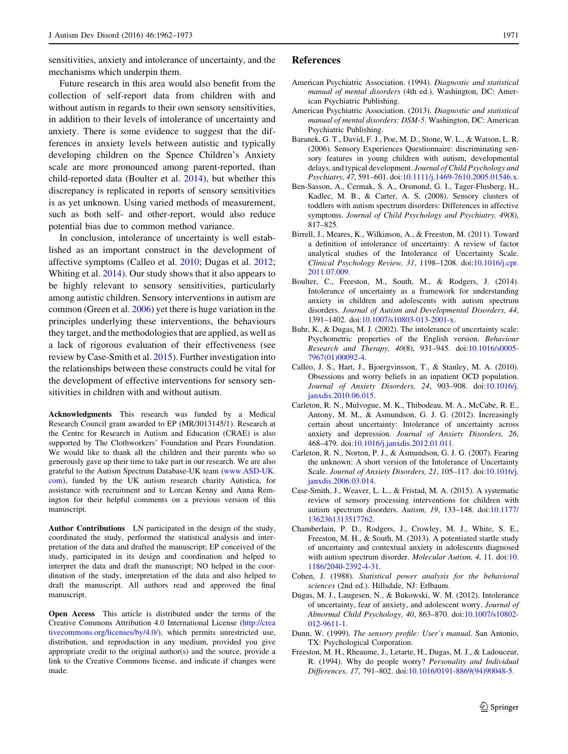sensitivities, anxiety and intolerance of uncertainty, and the mechanisms which underpin them.

Future research in this area would also benefit from the collection of self-report data from children with and without autism in regards to their own sensory sensitivities, in addition to their levels of intolerance of uncertainty and anxiety. There is some evidence to suggest that the differences in anxiety levels between autistic and typically developing children on the Spence Children's Anxiety scale are more pronounced among parent-reported, than child-reported data (Boulter et al. 2014), but whether this discrepancy is replicated in reports of sensory sensitivities is as yet unknown. Using varied methods of measurement, such as both self- and other-report, would also reduce potential bias due to common method variance.

In conclusion, intolerance of uncertainty is well established as an important construct in the development of affective symptoms (Calleo et al. 2010; Dugas et al. 2012; Whiting et al. 2014). Our study shows that it also appears to be highly relevant to sensory sensitivities, particularly among autistic children. Sensory interventions in autism are common (Green et al. 2006) yet there is huge variation in the principles underlying these interventions, the behaviours they target, and the methodologies that are applied, as well as a lack of rigorous evaluation of their effectiveness (see review by Case-Smith et al. 2015). Further investigation into the relationships between these constructs could be vital for the development of effective interventions for sensory sensitivities in children with and without autism.

**Acknowledgments** This research was funded by a Medical Research Council grant awarded to EP (MR/J013145/1). Research at the Centre for Research in Autism and Education (CRAE) is also supported by The Clothworkers' Foundation and Pears Foundation. We would like to thank all the children and their parents who so generously gave up their time to take part in our research. We are also grateful to the Autism Spectrum Database-UK team (www.ASD-UK.com), funded by the UK autism research charity Autistica, for assistance with recruitment and to Lorcan Kenny and Anna Remington for their helpful comments on a previous version of this manuscript.

**Author Contributions** LN participated in the design of the study, coordinated the study, performed the statistical analysis and interpretation of the data and drafted the manuscript; EP conceived of the study, participated in its design and coordination and helped to interpret the data and draft the manuscript; NO helped in the coordination of the study, interpretation of the data and also helped to draft the manuscript. All authors read and approved the final manuscript.

**Open Access** This article is distributed under the terms of the Creative Commons Attribution 4.0 International License (http://creativecommons.org/licenses/by/4.0/), which permits unrestricted use, distribution, and reproduction in any medium, provided you give appropriate credit to the original author(s) and the source, provide a link to the Creative Commons license, and indicate if changes were made.

## References

American Psychiatric Association. (1994). *Diagnostic and statistical manual of mental disorders* (4th ed.). Washington, DC: American Psychiatric Publishing.

American Psychiatric Association. (2013). *Diagnostic and statistical manual of mental disorders: DSM-5*. Washington, DC: American Psychiatric Publishing.

Baranek, G. T., David, F. J., Poe, M. D., Stone, W. L., & Watson, L. R. (2006). Sensory Experiences Questionnaire: discriminating sensory features in young children with autism, developmental delays, and typical development. *Journal of Child Psychology and Psychiatry, 47*, 591–601. doi:10.1111/j.1469-7610.2005.01546.x.

Ben-Sasson, A., Cermak, S. A., Orsmond, G. I., Tager-Flusberg, H., Kadlec, M. B., & Carter, A. S. (2008). Sensory clusters of toddlers with autism spectrum disorders: Differences in affective symptoms. *Journal of Child Psychology and Psychiatry, 49*(8), 817–825.

Birrell, J., Meares, K., Wilkinson, A., & Freeston, M. (2011). Toward a definition of intolerance of uncertainty: A review of factor analytical studies of the Intolerance of Uncertainty Scale. *Clinical Psychology Review, 31*, 1198–1208. doi:10.1016/j.cpr.2011.07.009.

Boulter, C., Freeston, M., South, M., & Rodgers, J. (2014). Intolerance of uncertainty as a framework for understanding anxiety in children and adolescents with autism spectrum disorders. *Journal of Autism and Developmental Disorders, 44*, 1391–1402. doi:10.1007/s10803-013-2001-x.

Buhr, K., & Dugas, M. J. (2002). The intolerance of uncertainty scale: Psychometric properties of the English version. *Behaviour Research and Therapy, 40*(8), 931–945. doi:10.1016/s0005-7967(01)00092-4.

Calleo, J. S., Hart, J., Bjoergvinsson, T., & Stanley, M. A. (2010). Obsessions and worry beliefs in an inpatient OCD population. *Journal of Anxiety Disorders, 24*, 903–908. doi:10.1016/j.janxdis.2010.06.015.

Carleton, R. N., Mulvogue, M. K., Thibodeau, M. A., McCabe, R. E., Antony, M. M., & Asmundson, G. J. G. (2012). Increasingly certain about uncertainty: Intolerance of uncertainty across anxiety and depression. *Journal of Anxiety Disorders, 26*, 468–479. doi:10.1016/j.janxdis.2012.01.011.

Carleton, R. N., Norton, P. J., & Asmundson, G. J. G. (2007). Fearing the unknown: A short version of the Intolerance of Uncertainty Scale. *Journal of Anxiety Disorders, 21*, 105–117. doi:10.1016/j.janxdis.2006.03.014.

Case-Smith, J., Weaver, L. L., & Fristad, M. A. (2015). A systematic review of sensory processing interventions for children with autism spectrum disorders. *Autism, 19*, 133–148. doi:10.1177/1362361313517762.

Chamberlain, P. D., Rodgers, J., Crowley, M. J., White, S. E., Freeston, M. H., & South, M. (2013). A potentiated startle study of uncertainty and contextual anxiety in adolescents diagnosed with autism spectrum disorder. *Molecular Autism, 4*, 11. doi:10.1186/2040-2392-4-31.

Cohen, J. (1988). *Statistical power analysis for the behavioral sciences* (2nd ed.). Hillsdale, NJ: Erlbaum.

Dugas, M. J., Laugesen, N., & Bukowski, W. M. (2012). Intolerance of uncertainty, fear of anxiety, and adolescent worry. *Journal of Abnormal Child Psychology, 40*, 863–870. doi:10.1007/s10802-012-9611-1.

Dunn, W. (1999). *The sensory profile: User's manual*. San Antonio, TX: Psychological Corporation.

Freeston, M. H., Rheaume, J., Letarte, H., Dugas, M. J., & Ladouceur, R. (1994). Why do people worry? *Personality and Individual Differences, 17*, 791–802. doi:10.1016/0191-8869(94)90048-5.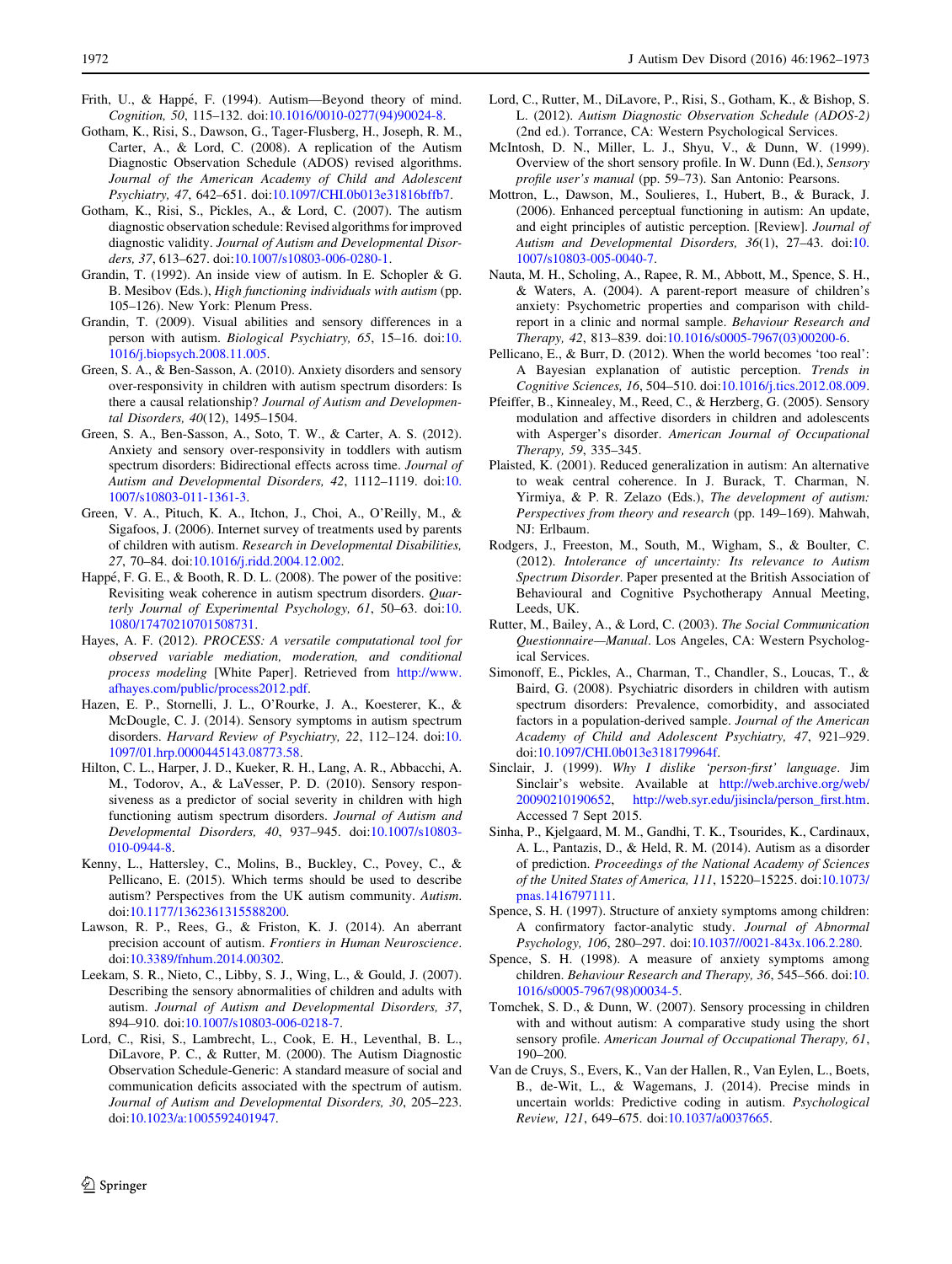Frith, U., & Happé, F. (1994). Autism—Beyond theory of mind. *Cognition, 50*, 115–132. doi:10.1016/0010-0277(94)90024-8.

Gotham, K., Risi, S., Dawson, G., Tager-Flusberg, H., Joseph, R. M., Carter, A., & Lord, C. (2008). A replication of the Autism Diagnostic Observation Schedule (ADOS) revised algorithms. *Journal of the American Academy of Child and Adolescent Psychiatry, 47*, 642–651. doi:10.1097/CHI.0b013e31816bffb7.

Gotham, K., Risi, S., Pickles, A., & Lord, C. (2007). The autism diagnostic observation schedule: Revised algorithms for improved diagnostic validity. *Journal of Autism and Developmental Disorders, 37*, 613–627. doi:10.1007/s10803-006-0280-1.

Grandin, T. (1992). An inside view of autism. In E. Schopler & G. B. Mesibov (Eds.), *High functioning individuals with autism* (pp. 105–126). New York: Plenum Press.

Grandin, T. (2009). Visual abilities and sensory differences in a person with autism. *Biological Psychiatry, 65*, 15–16. doi:10.1016/j.biopsych.2008.11.005.

Green, S. A., & Ben-Sasson, A. (2010). Anxiety disorders and sensory over-responsivity in children with autism spectrum disorders: Is there a causal relationship? *Journal of Autism and Developmental Disorders, 40*(12), 1495–1504.

Green, S. A., Ben-Sasson, A., Soto, T. W., & Carter, A. S. (2012). Anxiety and sensory over-responsivity in toddlers with autism spectrum disorders: Bidirectional effects across time. *Journal of Autism and Developmental Disorders, 42*, 1112–1119. doi:10.1007/s10803-011-1361-3.

Green, V. A., Pituch, K. A., Itchon, J., Choi, A., O'Reilly, M., & Sigafoos, J. (2006). Internet survey of treatments used by parents of children with autism. *Research in Developmental Disabilities, 27*, 70–84. doi:10.1016/j.ridd.2004.12.002.

Happé, F. G. E., & Booth, R. D. L. (2008). The power of the positive: Revisiting weak coherence in autism spectrum disorders. *Quarterly Journal of Experimental Psychology, 61*, 50–63. doi:10.1080/17470210701508731.

Hayes, A. F. (2012). *PROCESS: A versatile computational tool for observed variable mediation, moderation, and conditional process modeling* [White Paper]. Retrieved from http://www.afhayes.com/public/process2012.pdf.

Hazen, E. P., Stornelli, J. L., O'Rourke, J. A., Koesterer, K., & McDougle, C. J. (2014). Sensory symptoms in autism spectrum disorders. *Harvard Review of Psychiatry, 22*, 112–124. doi:10.1097/01.hrp.0000445143.08773.58.

Hilton, C. L., Harper, J. D., Kueker, R. H., Lang, A. R., Abbacchi, A. M., Todorov, A., & LaVesser, P. D. (2010). Sensory responsiveness as a predictor of social severity in children with high functioning autism spectrum disorders. *Journal of Autism and Developmental Disorders, 40*, 937–945. doi:10.1007/s10803-010-0944-8.

Kenny, L., Hattersley, C., Molins, B., Buckley, C., Povey, C., & Pellicano, E. (2015). Which terms should be used to describe autism? Perspectives from the UK autism community. *Autism*. doi:10.1177/1362361315588200.

Lawson, R. P., Rees, G., & Friston, K. J. (2014). An aberrant precision account of autism. *Frontiers in Human Neuroscience*. doi:10.3389/fnhum.2014.00302.

Leekam, S. R., Nieto, C., Libby, S. J., Wing, L., & Gould, J. (2007). Describing the sensory abnormalities of children and adults with autism. *Journal of Autism and Developmental Disorders, 37*, 894–910. doi:10.1007/s10803-006-0218-7.

Lord, C., Risi, S., Lambrecht, L., Cook, E. H., Leventhal, B. L., DiLavore, P. C., & Rutter, M. (2000). The Autism Diagnostic Observation Schedule-Generic: A standard measure of social and communication deficits associated with the spectrum of autism. *Journal of Autism and Developmental Disorders, 30*, 205–223. doi:10.1023/a:1005592401947.

Lord, C., Rutter, M., DiLavore, P., Risi, S., Gotham, K., & Bishop, S. L. (2012). *Autism Diagnostic Observation Schedule (ADOS-2)* (2nd ed.). Torrance, CA: Western Psychological Services.

McIntosh, D. N., Miller, L. J., Shyu, V., & Dunn, W. (1999). Overview of the short sensory profile. In W. Dunn (Ed.), *Sensory profile user's manual* (pp. 59–73). San Antonio: Pearsons.

Mottron, L., Dawson, M., Soulieres, I., Hubert, B., & Burack, J. (2006). Enhanced perceptual functioning in autism: An update, and eight principles of autistic perception. [Review]. *Journal of Autism and Developmental Disorders, 36*(1), 27–43. doi:10.1007/s10803-005-0040-7.

Nauta, M. H., Scholing, A., Rapee, R. M., Abbott, M., Spence, S. H., & Waters, A. (2004). A parent-report measure of children's anxiety: Psychometric properties and comparison with child-report in a clinic and normal sample. *Behaviour Research and Therapy, 42*, 813–839. doi:10.1016/s0005-7967(03)00200-6.

Pellicano, E., & Burr, D. (2012). When the world becomes 'too real': A Bayesian explanation of autistic perception. *Trends in Cognitive Sciences, 16*, 504–510. doi:10.1016/j.tics.2012.08.009.

Pfeiffer, B., Kinnealey, M., Reed, C., & Herzberg, G. (2005). Sensory modulation and affective disorders in children and adolescents with Asperger's disorder. *American Journal of Occupational Therapy, 59*, 335–345.

Plaisted, K. (2001). Reduced generalization in autism: An alternative to weak central coherence. In J. Burack, T. Charman, N. Yirmiya, & P. R. Zelazo (Eds.), *The development of autism: Perspectives from theory and research* (pp. 149–169). Mahwah, NJ: Erlbaum.

Rodgers, J., Freeston, M., South, M., Wigham, S., & Boulter, C. (2012). *Intolerance of uncertainty: Its relevance to Autism Spectrum Disorder*. Paper presented at the British Association of Behavioural and Cognitive Psychotherapy Annual Meeting, Leeds, UK.

Rutter, M., Bailey, A., & Lord, C. (2003). *The Social Communication Questionnaire—Manual*. Los Angeles, CA: Western Psychological Services.

Simonoff, E., Pickles, A., Charman, T., Chandler, S., Loucas, T., & Baird, G. (2008). Psychiatric disorders in children with autism spectrum disorders: Prevalence, comorbidity, and associated factors in a population-derived sample. *Journal of the American Academy of Child and Adolescent Psychiatry, 47*, 921–929. doi:10.1097/CHI.0b013e318179964f.

Sinclair, J. (1999). *Why I dislike 'person-first' language*. Jim Sinclair's website. Available at http://web.archive.org/web/20090210190652, http://web.syr.edu/jisincla/person_first.htm. Accessed 7 Sept 2015.

Sinha, P., Kjelgaard, M. M., Gandhi, T. K., Tsourides, K., Cardinaux, A. L., Pantazis, D., & Held, R. M. (2014). Autism as a disorder of prediction. *Proceedings of the National Academy of Sciences of the United States of America, 111*, 15220–15225. doi:10.1073/pnas.1416797111.

Spence, S. H. (1997). Structure of anxiety symptoms among children: A confirmatory factor-analytic study. *Journal of Abnormal Psychology, 106*, 280–297. doi:10.1037//0021-843x.106.2.280.

Spence, S. H. (1998). A measure of anxiety symptoms among children. *Behaviour Research and Therapy, 36*, 545–566. doi:10.1016/s0005-7967(98)00034-5.

Tomchek, S. D., & Dunn, W. (2007). Sensory processing in children with and without autism: A comparative study using the short sensory profile. *American Journal of Occupational Therapy, 61*, 190–200.

Van de Cruys, S., Evers, K., Van der Hallen, R., Van Eylen, L., Boets, B., de-Wit, L., & Wagemans, J. (2014). Precise minds in uncertain worlds: Predictive coding in autism. *Psychological Review, 121*, 649–675. doi:10.1037/a0037665.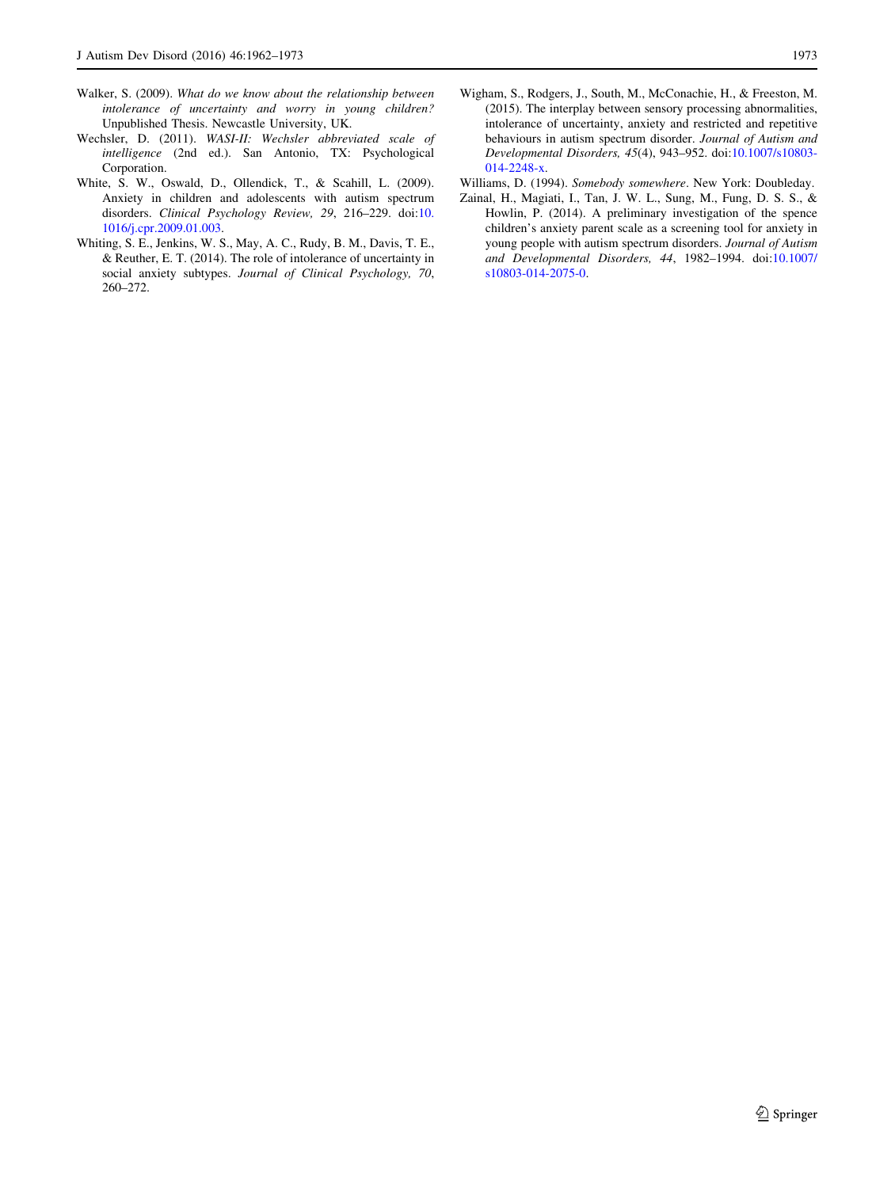Walker, S. (2009). *What do we know about the relationship between intolerance of uncertainty and worry in young children?* Unpublished Thesis. Newcastle University, UK.

Wechsler, D. (2011). *WASI-II: Wechsler abbreviated scale of intelligence* (2nd ed.). San Antonio, TX: Psychological Corporation.

White, S. W., Oswald, D., Ollendick, T., & Scahill, L. (2009). Anxiety in children and adolescents with autism spectrum disorders. *Clinical Psychology Review, 29*, 216–229. doi:10.1016/j.cpr.2009.01.003.

Whiting, S. E., Jenkins, W. S., May, A. C., Rudy, B. M., Davis, T. E., & Reuther, E. T. (2014). The role of intolerance of uncertainty in social anxiety subtypes. *Journal of Clinical Psychology, 70*, 260–272.

Wigham, S., Rodgers, J., South, M., McConachie, H., & Freeston, M. (2015). The interplay between sensory processing abnormalities, intolerance of uncertainty, anxiety and restricted and repetitive behaviours in autism spectrum disorder. *Journal of Autism and Developmental Disorders, 45*(4), 943–952. doi:10.1007/s10803-014-2248-x.

Williams, D. (1994). *Somebody somewhere*. New York: Doubleday.

Zainal, H., Magiati, I., Tan, J. W. L., Sung, M., Fung, D. S. S., & Howlin, P. (2014). A preliminary investigation of the spence children's anxiety parent scale as a screening tool for anxiety in young people with autism spectrum disorders. *Journal of Autism and Developmental Disorders, 44*, 1982–1994. doi:10.1007/s10803-014-2075-0.